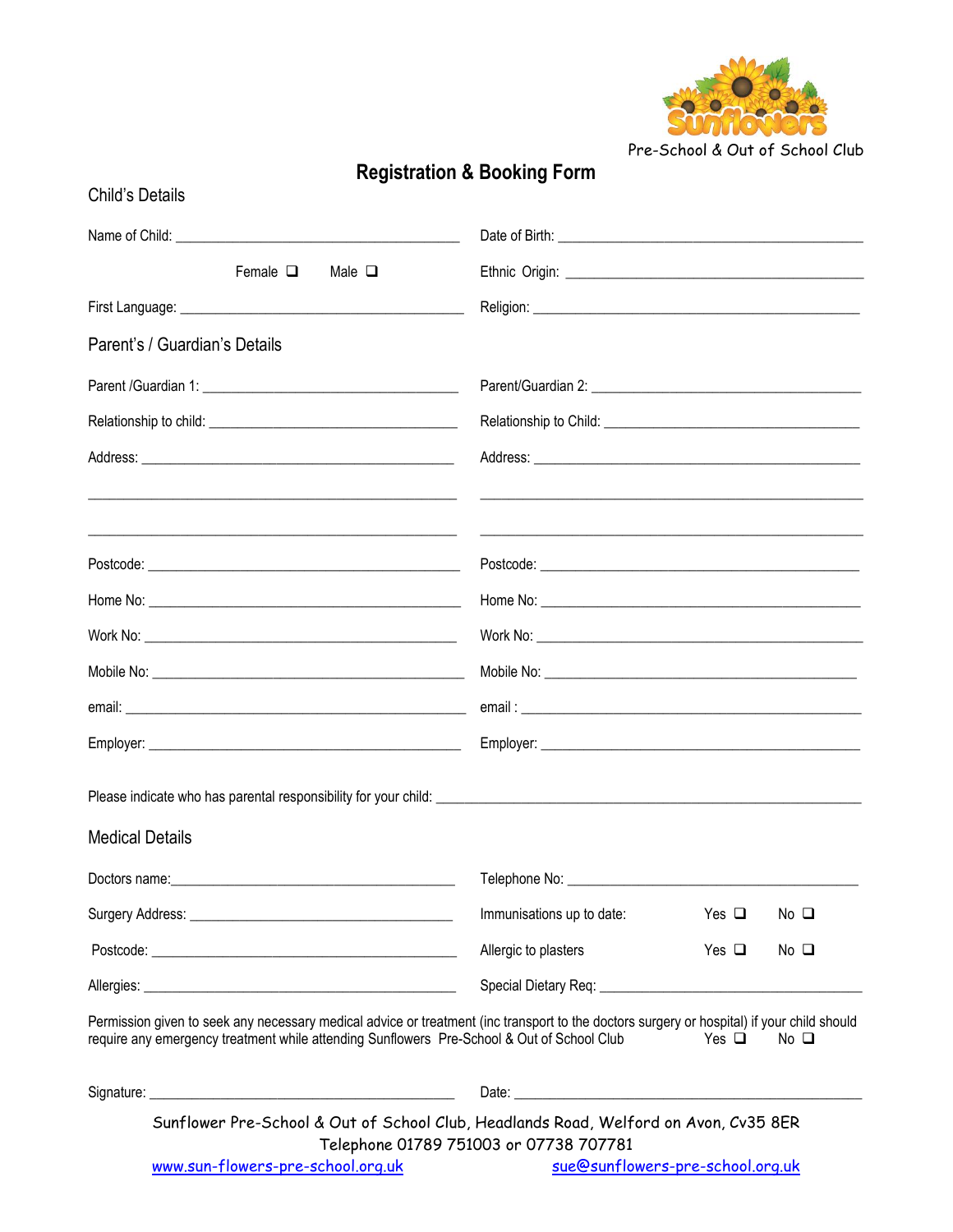Pre-School & Out of School Club

# Registration & Booking Form

## Child's Details

Name of Child: ______________________ Date of Birth: ______________________

Female ❑ Male ❑ Ethnic Origin: ______________________

First Language: ______________________ Religion: ______________________

## Parent's / Guardian's Details

| Parent /Guardian 1: ______________________ | Parent/Guardian 2: ______________________ |
|---|---|
| Relationship to child: ______________________ | Relationship to Child: ______________________ |
| Address: ______________________ | Address: ______________________ |
| ______________________ | ______________________ |
| ______________________ | ______________________ |
| Postcode: ______________________ | Postcode: ______________________ |
| Home No: ______________________ | Home No: ______________________ |
| Work No: ______________________ | Work No: ______________________ |
| Mobile No: ______________________ | Mobile No: ______________________ |
| email: ______________________ | email : ______________________ |
| Employer: ______________________ | Employer: ______________________ |

Please indicate who has parental responsibility for your child: ______________________

## Medical Details

Doctors name: ______________________ Telephone No: ______________________

Surgery Address: ______________________ Immunisations up to date: Yes ❑ No ❑

Postcode: ______________________ Allergic to plasters Yes ❑ No ❑

Allergies: ______________________ Special Dietary Req: ______________________

Permission given to seek any necessary medical advice or treatment (inc transport to the doctors surgery or hospital) if your child should require any emergency treatment while attending Sunflowers Pre-School & Out of School Club Yes ❑ No ❑

Signature: ______________________ Date: ______________________

Sunflower Pre-School & Out of School Club, Headlands Road, Welford on Avon, Cv35 8ER
Telephone 01789 751003 or 07738 707781
www.sun-flowers-pre-school.org.uk sue@sunflowers-pre-school.org.uk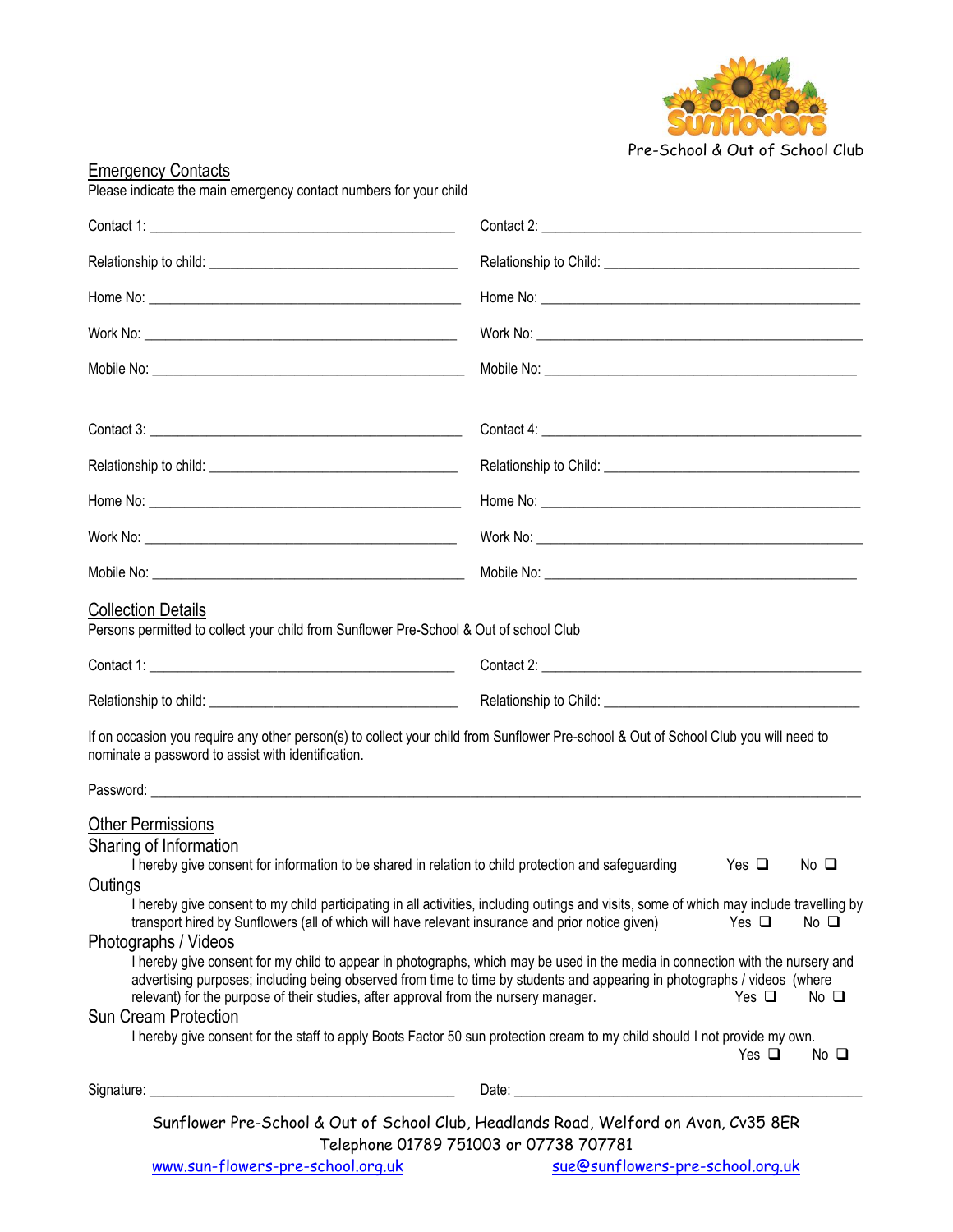Pre-School & Out of School Club

## Emergency Contacts

Please indicate the main emergency contact numbers for your child

| | |
|---|---|
| Contact 1: ______________________ | Contact 2: ______________________ |
| Relationship to child: ______________________ | Relationship to Child: ______________________ |
| Home No: ______________________ | Home No: ______________________ |
| Work No: ______________________ | Work No: ______________________ |
| Mobile No: ______________________ | Mobile No: ______________________ |
| | |
| Contact 3: ______________________ | Contact 4: ______________________ |
| Relationship to child: ______________________ | Relationship to Child: ______________________ |
| Home No: ______________________ | Home No: ______________________ |
| Work No: ______________________ | Work No: ______________________ |
| Mobile No: ______________________ | Mobile No: ______________________ |

## Collection Details

Persons permitted to collect your child from Sunflower Pre-School & Out of school Club

| | |
|---|---|
| Contact 1: ______________________ | Contact 2: ______________________ |
| Relationship to child: ______________________ | Relationship to Child: ______________________ |

If on occasion you require any other person(s) to collect your child from Sunflower Pre-school & Out of School Club you will need to nominate a password to assist with identification.

Password: ____________________________________________

## Other Permissions

### Sharing of Information

I hereby give consent for information to be shared in relation to child protection and safeguarding Yes ❑ No ❑

### Outings

I hereby give consent to my child participating in all activities, including outings and visits, some of which may include travelling by transport hired by Sunflowers (all of which will have relevant insurance and prior notice given) Yes ❑ No ❑

### Photographs / Videos

I hereby give consent for my child to appear in photographs, which may be used in the media in connection with the nursery and advertising purposes; including being observed from time to time by students and appearing in photographs / videos (where relevant) for the purpose of their studies, after approval from the nursery manager. Yes ❑ No ❑

### Sun Cream Protection

I hereby give consent for the staff to apply Boots Factor 50 sun protection cream to my child should I not provide my own. Yes ❑ No ❑

Signature: ______________________ Date: ______________________

Sunflower Pre-School & Out of School Club, Headlands Road, Welford on Avon, Cv35 8ER
Telephone 01789 751003 or 07738 707781
www.sun-flowers-pre-school.org.uk sue@sunflowers-pre-school.org.uk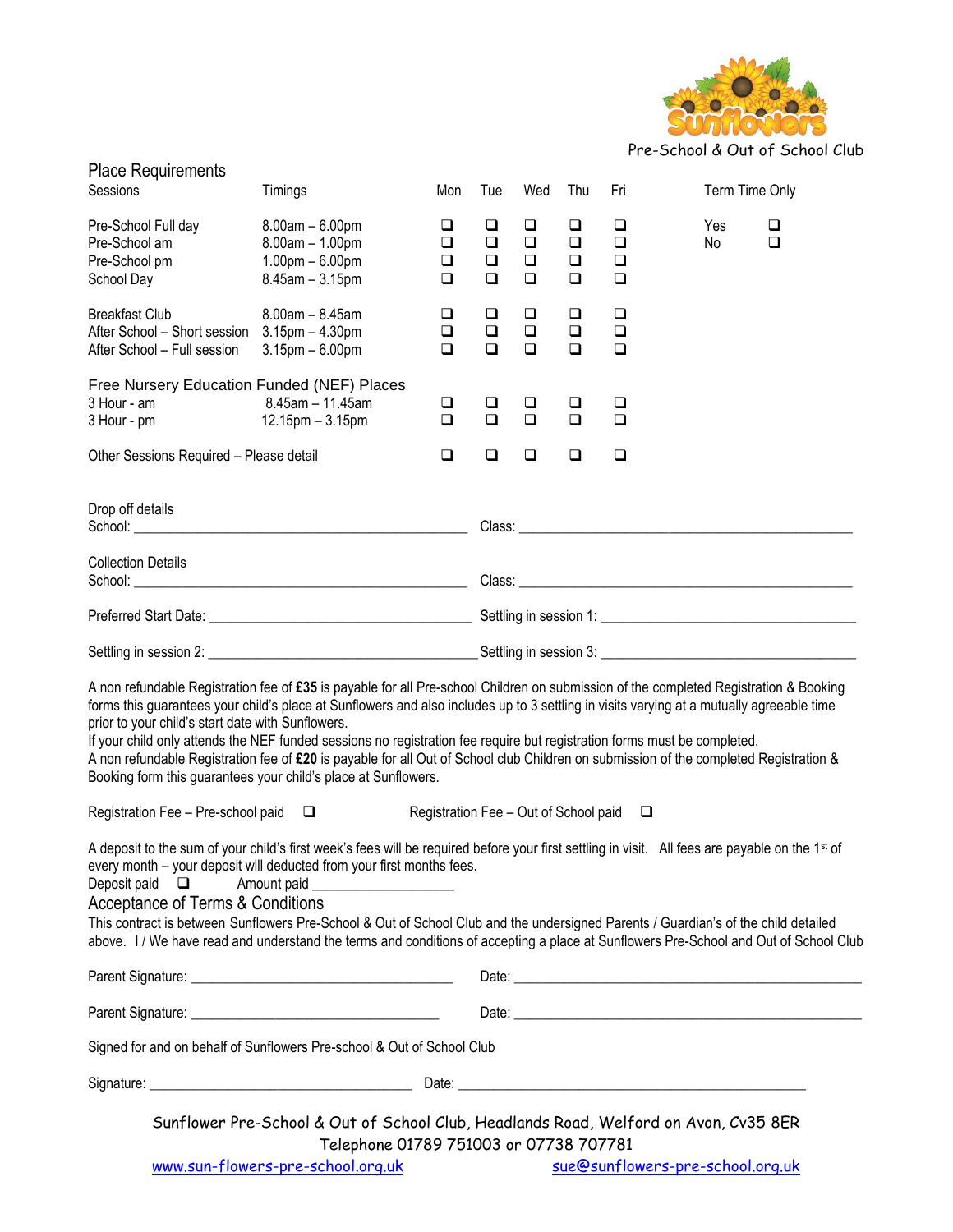Pre-School & Out of School Club

## Place Requirements

| Sessions | Timings | Mon | Tue | Wed | Thu | Fri | Term Time Only | |
|---|---|---|---|---|---|---|---|---|
| Pre-School Full day | 8.00am – 6.00pm | ❑ | ❑ | ❑ | ❑ | ❑ | Yes | ❑ |
| Pre-School am | 8.00am – 1.00pm | ❑ | ❑ | ❑ | ❑ | ❑ | No | ❑ |
| Pre-School pm | 1.00pm – 6.00pm | ❑ | ❑ | ❑ | ❑ | ❑ | | |
| School Day | 8.45am – 3.15pm | ❑ | ❑ | ❑ | ❑ | ❑ | | |
| Breakfast Club | 8.00am – 8.45am | ❑ | ❑ | ❑ | ❑ | ❑ | | |
| After School – Short session | 3.15pm – 4.30pm | ❑ | ❑ | ❑ | ❑ | ❑ | | |
| After School – Full session | 3.15pm – 6.00pm | ❑ | ❑ | ❑ | ❑ | ❑ | | |
| **Free Nursery Education Funded (NEF) Places** | | | | | | | | |
| 3 Hour - am | 8.45am – 11.45am | ❑ | ❑ | ❑ | ❑ | ❑ | | |
| 3 Hour - pm | 12.15pm – 3.15pm | ❑ | ❑ | ❑ | ❑ | ❑ | | |
| Other Sessions Required – Please detail | | ❑ | ❑ | ❑ | ❑ | ❑ | | |

Drop off details
School: ______________________________ Class: ______________________________

Collection Details
School: ______________________________ Class: ______________________________

Preferred Start Date: ______________________________ Settling in session 1: ______________________________

Settling in session 2: ______________________________ Settling in session 3: ______________________________

A non refundable Registration fee of **£35** is payable for all Pre-school Children on submission of the completed Registration & Booking forms this guarantees your child's place at Sunflowers and also includes up to 3 settling in visits varying at a mutually agreeable time prior to your child's start date with Sunflowers.
If your child only attends the NEF funded sessions no registration fee require but registration forms must be completed.
A non refundable Registration fee of **£20** is payable for all Out of School club Children on submission of the completed Registration & Booking form this guarantees your child's place at Sunflowers.

Registration Fee – Pre-school paid ❑ Registration Fee – Out of School paid ❑

A deposit to the sum of your child's first week's fees will be required before your first settling in visit. All fees are payable on the 1st of every month – your deposit will deducted from your first months fees.
Deposit paid ❑ Amount paid ____________________

## Acceptance of Terms & Conditions

This contract is between Sunflowers Pre-School & Out of School Club and the undersigned Parents / Guardian's of the child detailed above. I / We have read and understand the terms and conditions of accepting a place at Sunflowers Pre-School and Out of School Club

Parent Signature: ______________________________ Date: ______________________________

Parent Signature: ______________________________ Date: ______________________________

Signed for and on behalf of Sunflowers Pre-school & Out of School Club

Signature: ______________________________ Date: ______________________________

Sunflower Pre-School & Out of School Club, Headlands Road, Welford on Avon, Cv35 8ER
Telephone 01789 751003 or 07738 707781
www.sun-flowers-pre-school.org.uk sue@sunflowers-pre-school.org.uk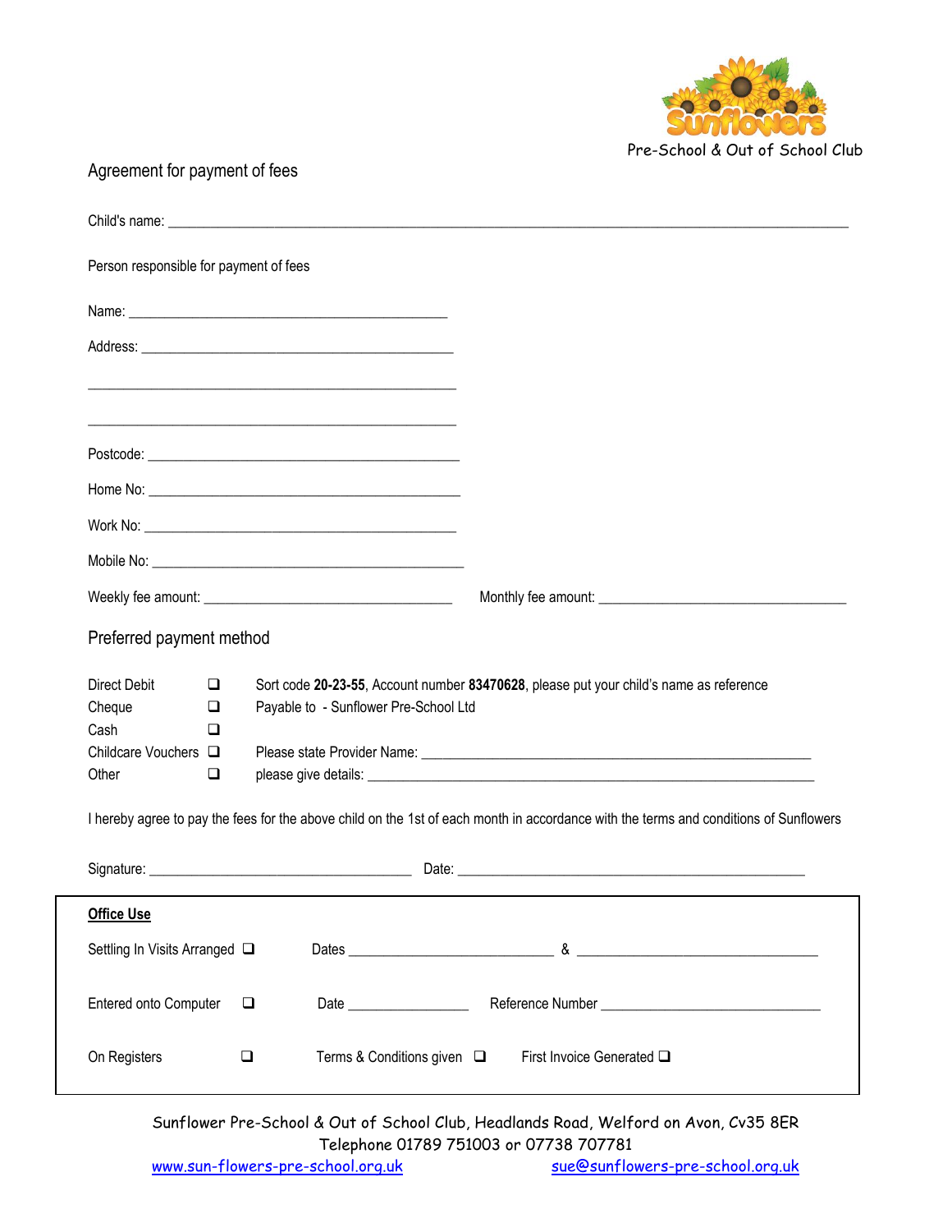Pre-School & Out of School Club

## Agreement for payment of fees

Child's name: ______________________________________________________________________________

Person responsible for payment of fees

Name: ________________________________________

Address: ______________________________________

______________________________________________

______________________________________________

Postcode: _____________________________________

Home No: _____________________________________

Work No: ______________________________________

Mobile No: _____________________________________

Weekly fee amount: ______________________________ Monthly fee amount: ______________________________

### Preferred payment method

| | | |
|---|---|---|
| Direct Debit | ❑ | Sort code **20-23-55**, Account number **83470628**, please put your child's name as reference |
| Cheque | ❑ | Payable to - Sunflower Pre-School Ltd |
| Cash | ❑ | |
| Childcare Vouchers | ❑ | Please state Provider Name: ____________________________________________ |
| Other | ❑ | please give details: __________________________________________________ |

I hereby agree to pay the fees for the above child on the 1st of each month in accordance with the terms and conditions of Sunflowers

Signature: ________________________________ Date: ____________________________________________

**Office Use**

| | | | |
|---|---|---|---|
| Settling In Visits Arranged ❑ | Dates __________________________ | & ________________________________ | |
| Entered onto Computer ❑ | Date ________________ | Reference Number ____________________________ | |
| On Registers ❑ | Terms & Conditions given ❑ | First Invoice Generated ❑ | |

Sunflower Pre-School & Out of School Club, Headlands Road, Welford on Avon, Cv35 8ER
Telephone 01789 751003 or 07738 707781
www.sun-flowers-pre-school.org.uk sue@sunflowers-pre-school.org.uk